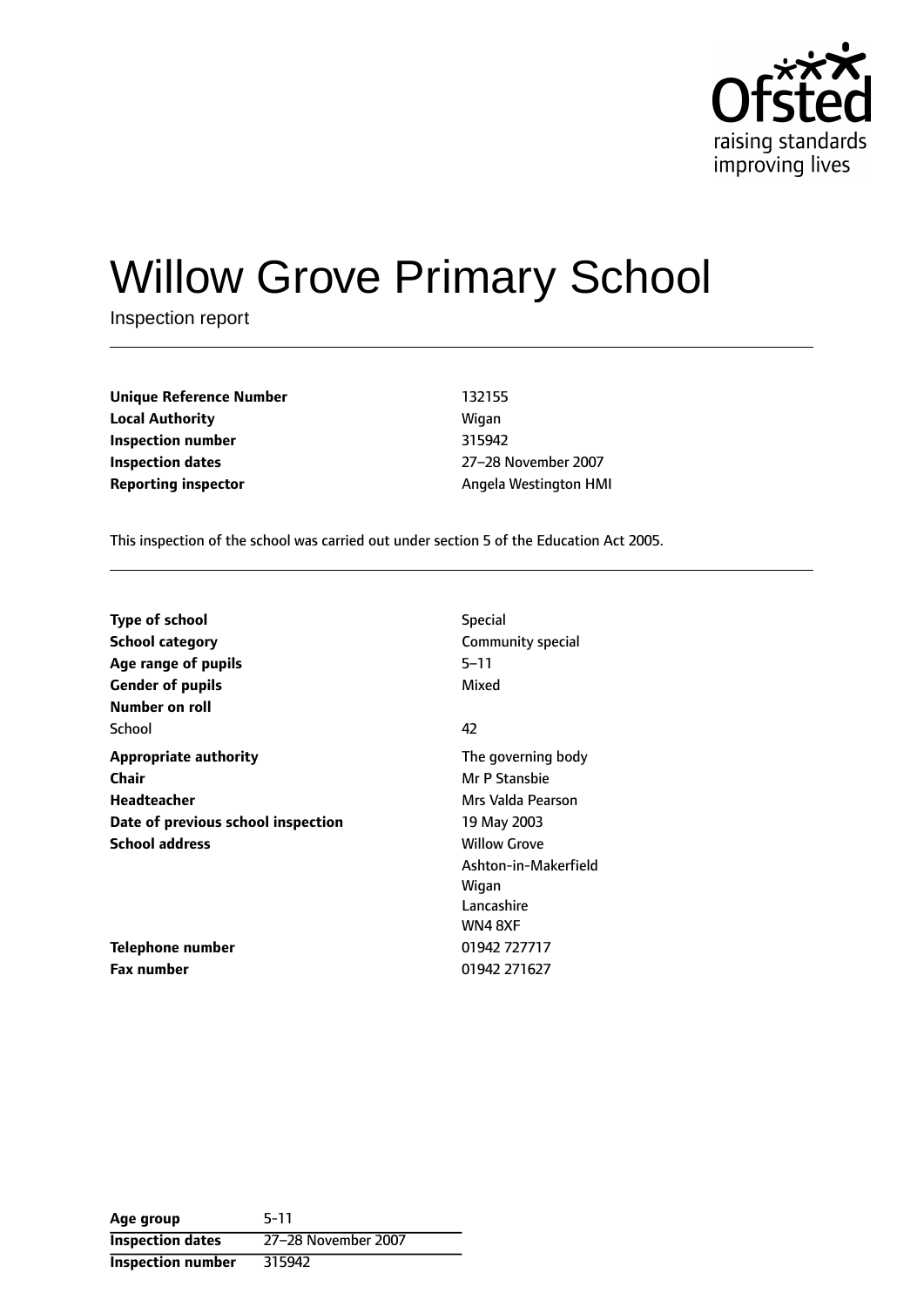Ofsted
raising standards
improving lives

# Willow Grove Primary School

Inspection report

| | |
|---|---|
| **Unique Reference Number** | 132155 |
| **Local Authority** | Wigan |
| **Inspection number** | 315942 |
| **Inspection dates** | 27–28 November 2007 |
| **Reporting inspector** | Angela Westington HMI |

This inspection of the school was carried out under section 5 of the Education Act 2005.

| | |
|---|---|
| **Type of school** | Special |
| **School category** | Community special |
| **Age range of pupils** | 5–11 |
| **Gender of pupils** | Mixed |
| **Number on roll** | |
| School | 42 |
| **Appropriate authority** | The governing body |
| **Chair** | Mr P Stansbie |
| **Headteacher** | Mrs Valda Pearson |
| **Date of previous school inspection** | 19 May 2003 |
| **School address** | Willow Grove<br>Ashton-in-Makerfield<br>Wigan<br>Lancashire<br>WN4 8XF |
| **Telephone number** | 01942 727717 |
| **Fax number** | 01942 271627 |

| | |
|---|---|
| **Age group** | 5-11 |
| **Inspection dates** | 27–28 November 2007 |
| **Inspection number** | 315942 |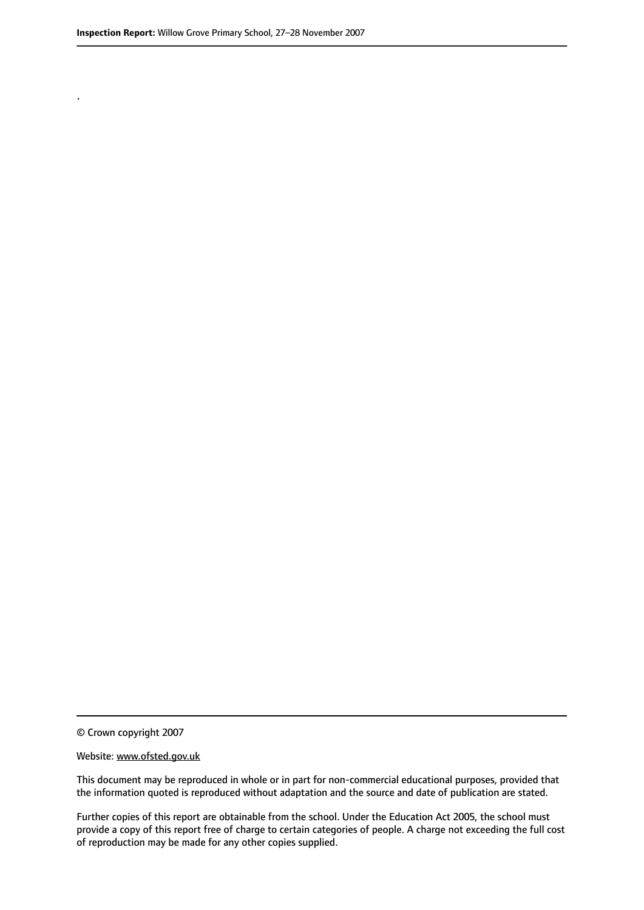.

© Crown copyright 2007

Website: www.ofsted.gov.uk

This document may be reproduced in whole or in part for non-commercial educational purposes, provided that the information quoted is reproduced without adaptation and the source and date of publication are stated.

Further copies of this report are obtainable from the school. Under the Education Act 2005, the school must provide a copy of this report free of charge to certain categories of people. A charge not exceeding the full cost of reproduction may be made for any other copies supplied.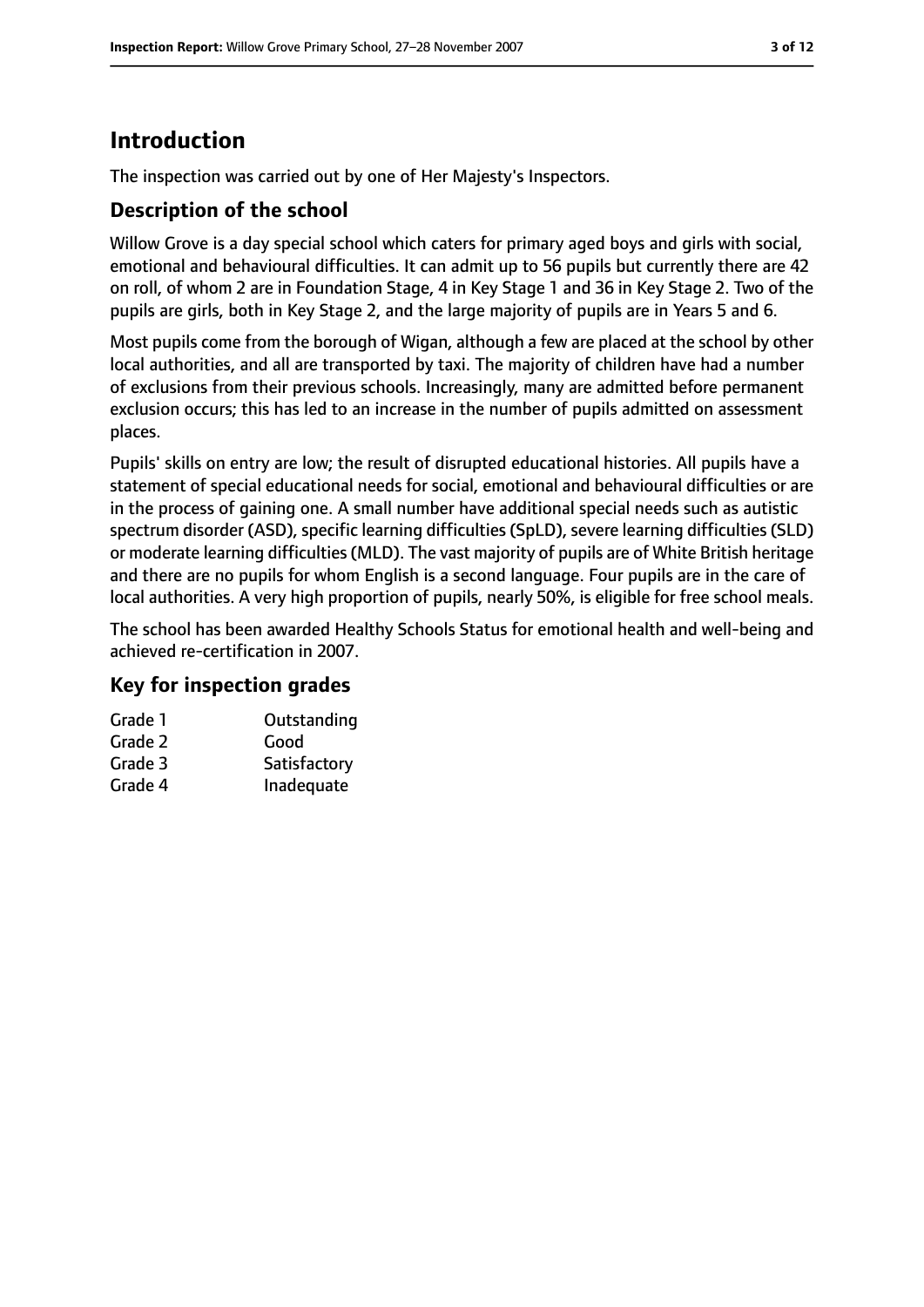# Introduction

The inspection was carried out by one of Her Majesty's Inspectors.

## Description of the school

Willow Grove is a day special school which caters for primary aged boys and girls with social, emotional and behavioural difficulties. It can admit up to 56 pupils but currently there are 42 on roll, of whom 2 are in Foundation Stage, 4 in Key Stage 1 and 36 in Key Stage 2. Two of the pupils are girls, both in Key Stage 2, and the large majority of pupils are in Years 5 and 6.

Most pupils come from the borough of Wigan, although a few are placed at the school by other local authorities, and all are transported by taxi. The majority of children have had a number of exclusions from their previous schools. Increasingly, many are admitted before permanent exclusion occurs; this has led to an increase in the number of pupils admitted on assessment places.

Pupils' skills on entry are low; the result of disrupted educational histories. All pupils have a statement of special educational needs for social, emotional and behavioural difficulties or are in the process of gaining one. A small number have additional special needs such as autistic spectrum disorder (ASD), specific learning difficulties (SpLD), severe learning difficulties (SLD) or moderate learning difficulties (MLD). The vast majority of pupils are of White British heritage and there are no pupils for whom English is a second language. Four pupils are in the care of local authorities. A very high proportion of pupils, nearly 50%, is eligible for free school meals.

The school has been awarded Healthy Schools Status for emotional health and well-being and achieved re-certification in 2007.

## Key for inspection grades

| | |
|---|---|
| Grade 1 | Outstanding |
| Grade 2 | Good |
| Grade 3 | Satisfactory |
| Grade 4 | Inadequate |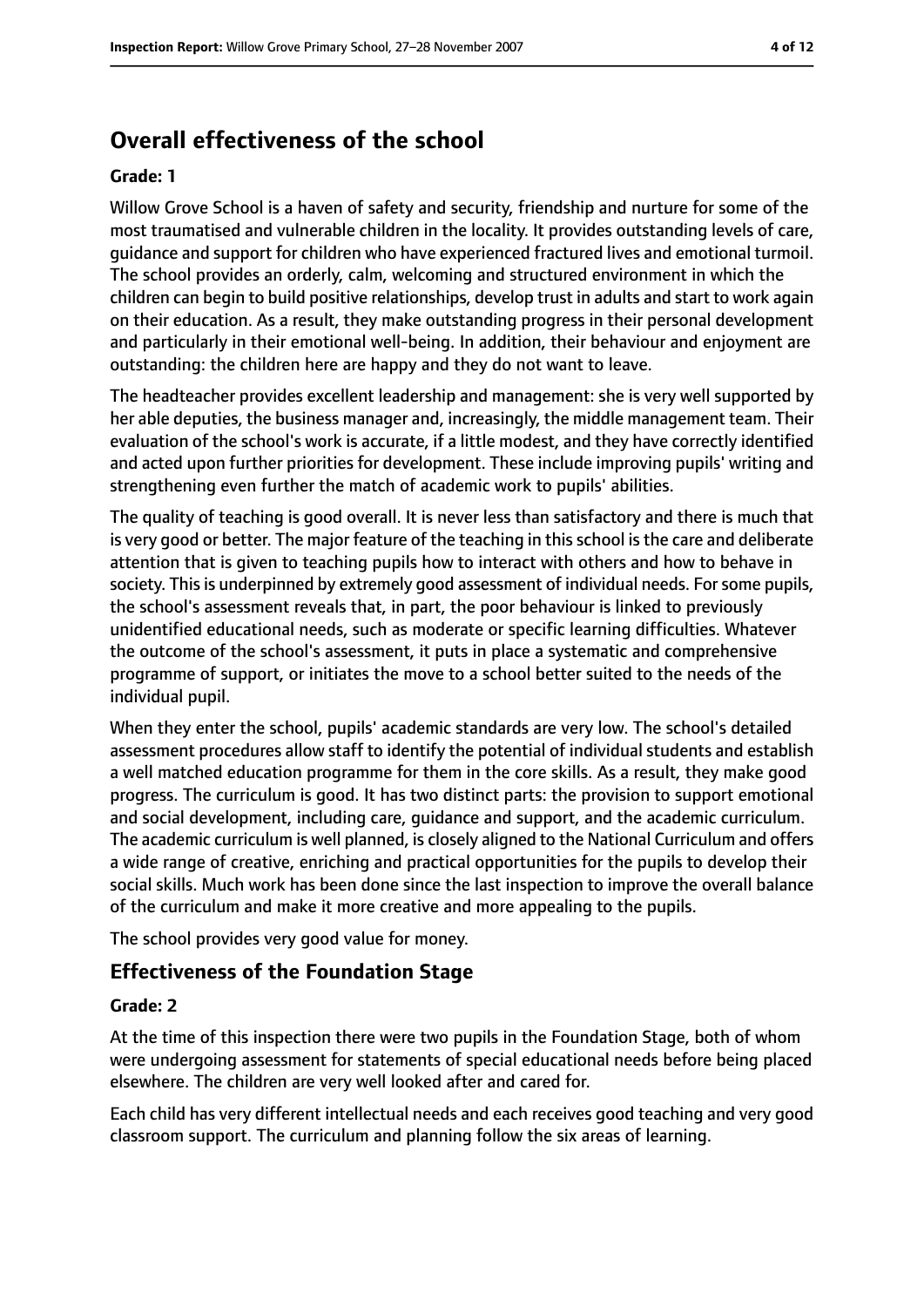## Overall effectiveness of the school

**Grade: 1**

Willow Grove School is a haven of safety and security, friendship and nurture for some of the most traumatised and vulnerable children in the locality. It provides outstanding levels of care, guidance and support for children who have experienced fractured lives and emotional turmoil. The school provides an orderly, calm, welcoming and structured environment in which the children can begin to build positive relationships, develop trust in adults and start to work again on their education. As a result, they make outstanding progress in their personal development and particularly in their emotional well-being. In addition, their behaviour and enjoyment are outstanding: the children here are happy and they do not want to leave.

The headteacher provides excellent leadership and management: she is very well supported by her able deputies, the business manager and, increasingly, the middle management team. Their evaluation of the school's work is accurate, if a little modest, and they have correctly identified and acted upon further priorities for development. These include improving pupils' writing and strengthening even further the match of academic work to pupils' abilities.

The quality of teaching is good overall. It is never less than satisfactory and there is much that is very good or better. The major feature of the teaching in this school is the care and deliberate attention that is given to teaching pupils how to interact with others and how to behave in society. This is underpinned by extremely good assessment of individual needs. For some pupils, the school's assessment reveals that, in part, the poor behaviour is linked to previously unidentified educational needs, such as moderate or specific learning difficulties. Whatever the outcome of the school's assessment, it puts in place a systematic and comprehensive programme of support, or initiates the move to a school better suited to the needs of the individual pupil.

When they enter the school, pupils' academic standards are very low. The school's detailed assessment procedures allow staff to identify the potential of individual students and establish a well matched education programme for them in the core skills. As a result, they make good progress. The curriculum is good. It has two distinct parts: the provision to support emotional and social development, including care, guidance and support, and the academic curriculum. The academic curriculum is well planned, is closely aligned to the National Curriculum and offers a wide range of creative, enriching and practical opportunities for the pupils to develop their social skills. Much work has been done since the last inspection to improve the overall balance of the curriculum and make it more creative and more appealing to the pupils.

The school provides very good value for money.

### Effectiveness of the Foundation Stage

**Grade: 2**

At the time of this inspection there were two pupils in the Foundation Stage, both of whom were undergoing assessment for statements of special educational needs before being placed elsewhere. The children are very well looked after and cared for.

Each child has very different intellectual needs and each receives good teaching and very good classroom support. The curriculum and planning follow the six areas of learning.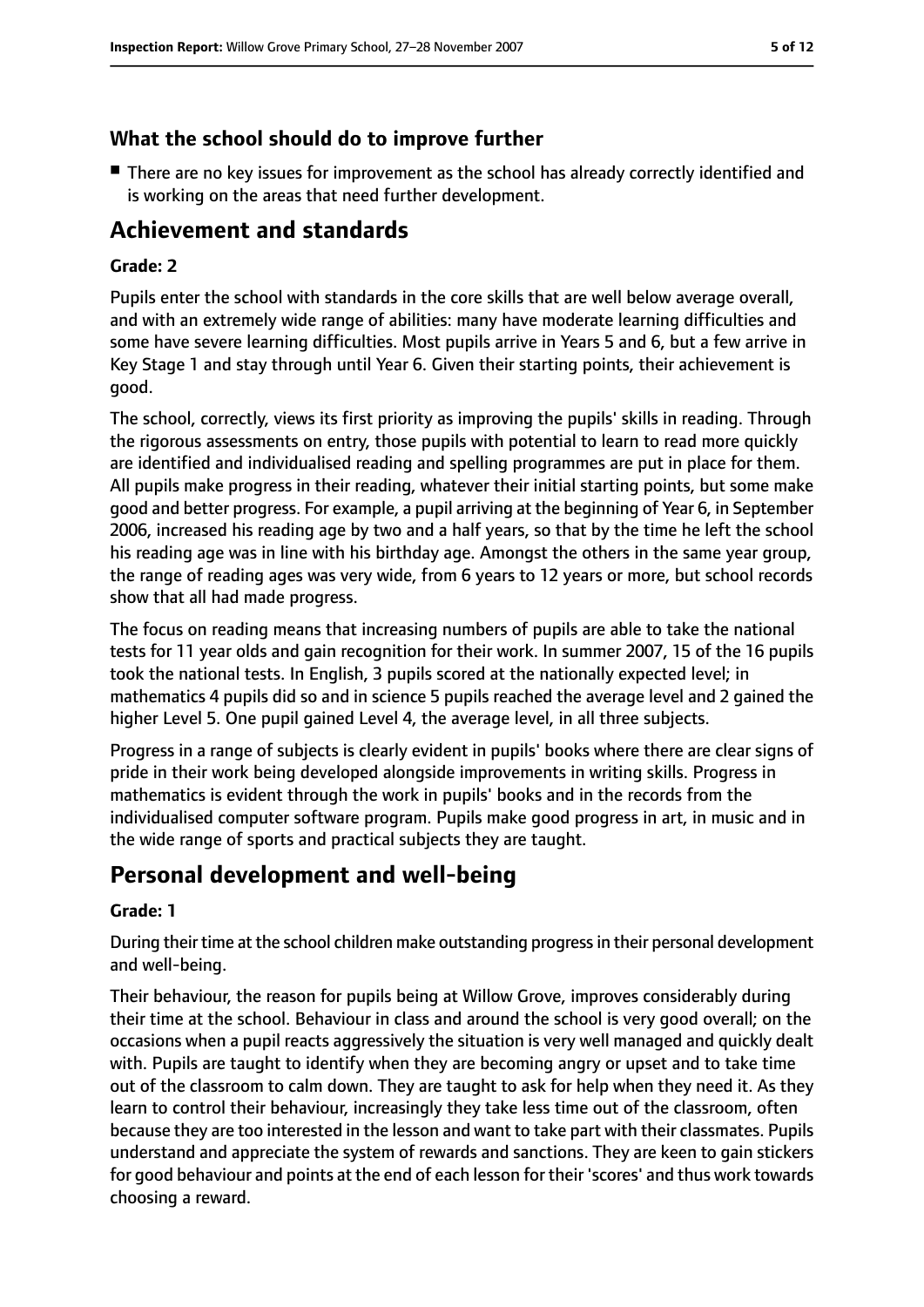### What the school should do to improve further

- There are no key issues for improvement as the school has already correctly identified and is working on the areas that need further development.

## Achievement and standards

#### Grade: 2

Pupils enter the school with standards in the core skills that are well below average overall, and with an extremely wide range of abilities: many have moderate learning difficulties and some have severe learning difficulties. Most pupils arrive in Years 5 and 6, but a few arrive in Key Stage 1 and stay through until Year 6. Given their starting points, their achievement is good.

The school, correctly, views its first priority as improving the pupils' skills in reading. Through the rigorous assessments on entry, those pupils with potential to learn to read more quickly are identified and individualised reading and spelling programmes are put in place for them. All pupils make progress in their reading, whatever their initial starting points, but some make good and better progress. For example, a pupil arriving at the beginning of Year 6, in September 2006, increased his reading age by two and a half years, so that by the time he left the school his reading age was in line with his birthday age. Amongst the others in the same year group, the range of reading ages was very wide, from 6 years to 12 years or more, but school records show that all had made progress.

The focus on reading means that increasing numbers of pupils are able to take the national tests for 11 year olds and gain recognition for their work. In summer 2007, 15 of the 16 pupils took the national tests. In English, 3 pupils scored at the nationally expected level; in mathematics 4 pupils did so and in science 5 pupils reached the average level and 2 gained the higher Level 5. One pupil gained Level 4, the average level, in all three subjects.

Progress in a range of subjects is clearly evident in pupils' books where there are clear signs of pride in their work being developed alongside improvements in writing skills. Progress in mathematics is evident through the work in pupils' books and in the records from the individualised computer software program. Pupils make good progress in art, in music and in the wide range of sports and practical subjects they are taught.

## Personal development and well-being

#### Grade: 1

During their time at the school children make outstanding progress in their personal development and well-being.

Their behaviour, the reason for pupils being at Willow Grove, improves considerably during their time at the school. Behaviour in class and around the school is very good overall; on the occasions when a pupil reacts aggressively the situation is very well managed and quickly dealt with. Pupils are taught to identify when they are becoming angry or upset and to take time out of the classroom to calm down. They are taught to ask for help when they need it. As they learn to control their behaviour, increasingly they take less time out of the classroom, often because they are too interested in the lesson and want to take part with their classmates. Pupils understand and appreciate the system of rewards and sanctions. They are keen to gain stickers for good behaviour and points at the end of each lesson for their 'scores' and thus work towards choosing a reward.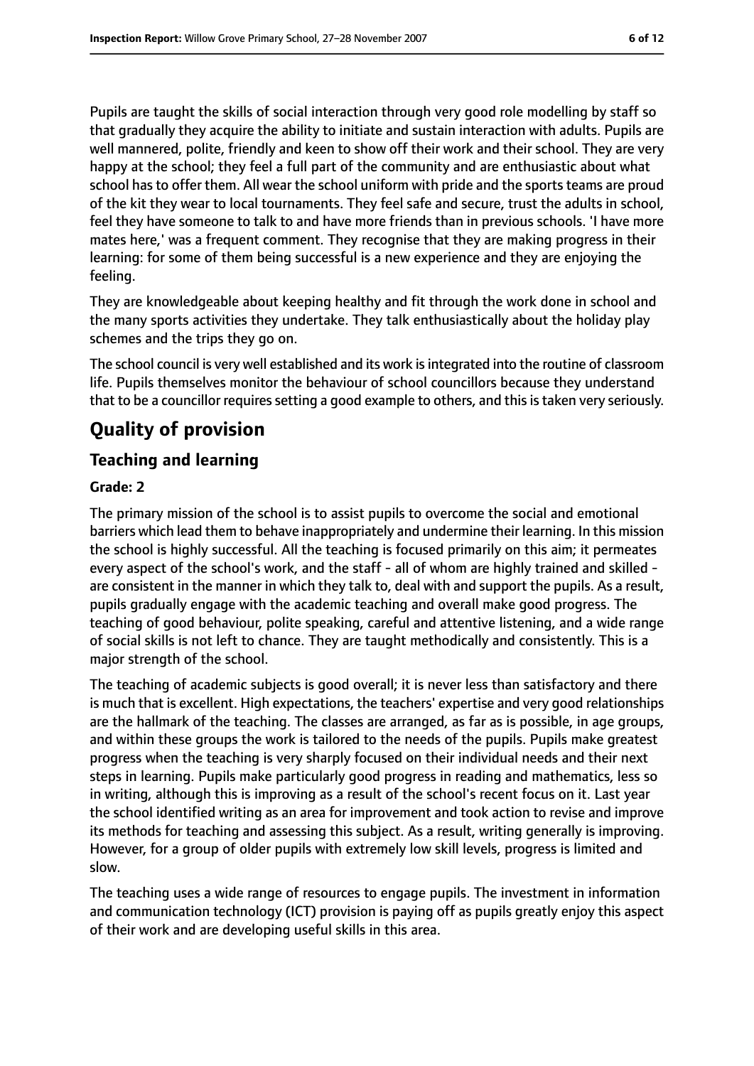Pupils are taught the skills of social interaction through very good role modelling by staff so that gradually they acquire the ability to initiate and sustain interaction with adults. Pupils are well mannered, polite, friendly and keen to show off their work and their school. They are very happy at the school; they feel a full part of the community and are enthusiastic about what school has to offer them. All wear the school uniform with pride and the sports teams are proud of the kit they wear to local tournaments. They feel safe and secure, trust the adults in school, feel they have someone to talk to and have more friends than in previous schools. 'I have more mates here,' was a frequent comment. They recognise that they are making progress in their learning: for some of them being successful is a new experience and they are enjoying the feeling.

They are knowledgeable about keeping healthy and fit through the work done in school and the many sports activities they undertake. They talk enthusiastically about the holiday play schemes and the trips they go on.

The school council is very well established and its work is integrated into the routine of classroom life. Pupils themselves monitor the behaviour of school councillors because they understand that to be a councillor requires setting a good example to others, and this is taken very seriously.

# Quality of provision

## Teaching and learning

**Grade: 2**

The primary mission of the school is to assist pupils to overcome the social and emotional barriers which lead them to behave inappropriately and undermine their learning. In this mission the school is highly successful. All the teaching is focused primarily on this aim; it permeates every aspect of the school's work, and the staff - all of whom are highly trained and skilled - are consistent in the manner in which they talk to, deal with and support the pupils. As a result, pupils gradually engage with the academic teaching and overall make good progress. The teaching of good behaviour, polite speaking, careful and attentive listening, and a wide range of social skills is not left to chance. They are taught methodically and consistently. This is a major strength of the school.

The teaching of academic subjects is good overall; it is never less than satisfactory and there is much that is excellent. High expectations, the teachers' expertise and very good relationships are the hallmark of the teaching. The classes are arranged, as far as is possible, in age groups, and within these groups the work is tailored to the needs of the pupils. Pupils make greatest progress when the teaching is very sharply focused on their individual needs and their next steps in learning. Pupils make particularly good progress in reading and mathematics, less so in writing, although this is improving as a result of the school's recent focus on it. Last year the school identified writing as an area for improvement and took action to revise and improve its methods for teaching and assessing this subject. As a result, writing generally is improving. However, for a group of older pupils with extremely low skill levels, progress is limited and slow.

The teaching uses a wide range of resources to engage pupils. The investment in information and communication technology (ICT) provision is paying off as pupils greatly enjoy this aspect of their work and are developing useful skills in this area.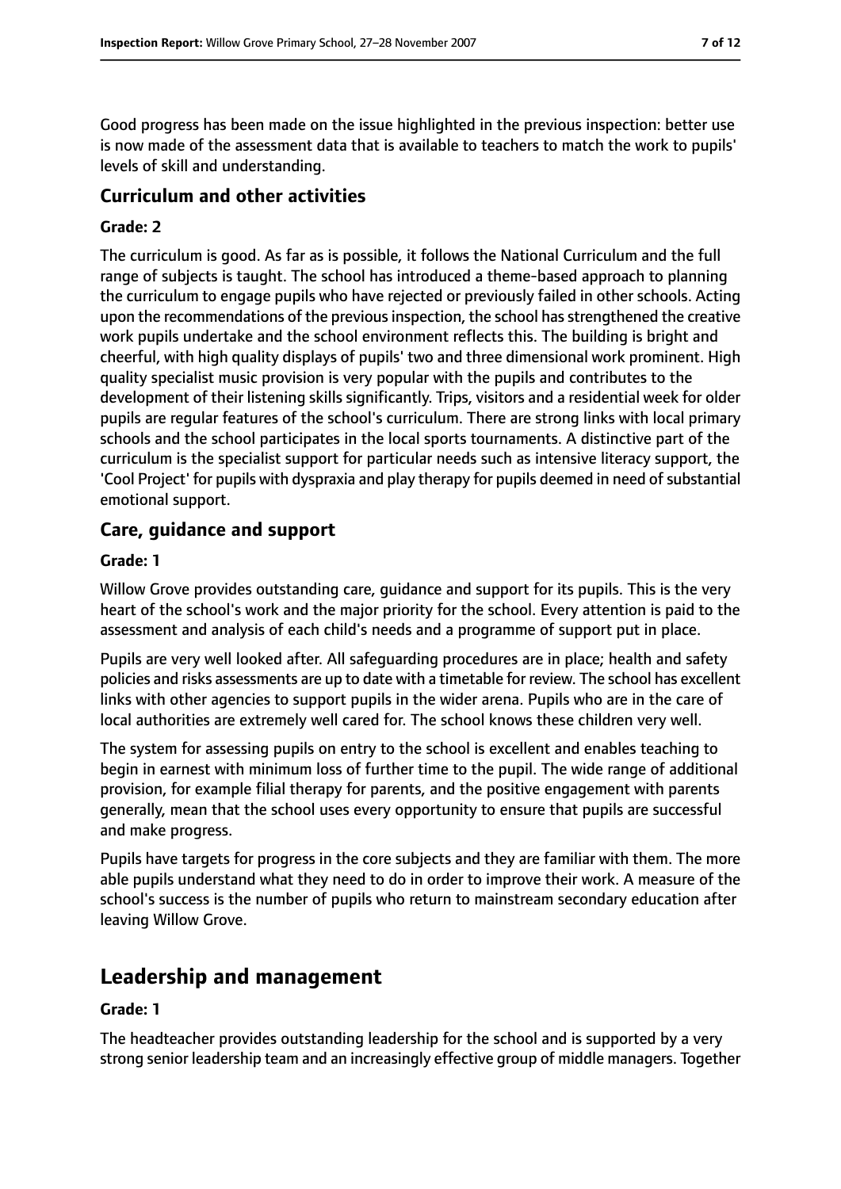Good progress has been made on the issue highlighted in the previous inspection: better use is now made of the assessment data that is available to teachers to match the work to pupils' levels of skill and understanding.

### Curriculum and other activities

#### Grade: 2

The curriculum is good. As far as is possible, it follows the National Curriculum and the full range of subjects is taught. The school has introduced a theme-based approach to planning the curriculum to engage pupils who have rejected or previously failed in other schools. Acting upon the recommendations of the previous inspection, the school has strengthened the creative work pupils undertake and the school environment reflects this. The building is bright and cheerful, with high quality displays of pupils' two and three dimensional work prominent. High quality specialist music provision is very popular with the pupils and contributes to the development of their listening skills significantly. Trips, visitors and a residential week for older pupils are regular features of the school's curriculum. There are strong links with local primary schools and the school participates in the local sports tournaments. A distinctive part of the curriculum is the specialist support for particular needs such as intensive literacy support, the 'Cool Project' for pupils with dyspraxia and play therapy for pupils deemed in need of substantial emotional support.

### Care, guidance and support

#### Grade: 1

Willow Grove provides outstanding care, guidance and support for its pupils. This is the very heart of the school's work and the major priority for the school. Every attention is paid to the assessment and analysis of each child's needs and a programme of support put in place.

Pupils are very well looked after. All safeguarding procedures are in place; health and safety policies and risks assessments are up to date with a timetable for review. The school has excellent links with other agencies to support pupils in the wider arena. Pupils who are in the care of local authorities are extremely well cared for. The school knows these children very well.

The system for assessing pupils on entry to the school is excellent and enables teaching to begin in earnest with minimum loss of further time to the pupil. The wide range of additional provision, for example filial therapy for parents, and the positive engagement with parents generally, mean that the school uses every opportunity to ensure that pupils are successful and make progress.

Pupils have targets for progress in the core subjects and they are familiar with them. The more able pupils understand what they need to do in order to improve their work. A measure of the school's success is the number of pupils who return to mainstream secondary education after leaving Willow Grove.

## Leadership and management

#### Grade: 1

The headteacher provides outstanding leadership for the school and is supported by a very strong senior leadership team and an increasingly effective group of middle managers. Together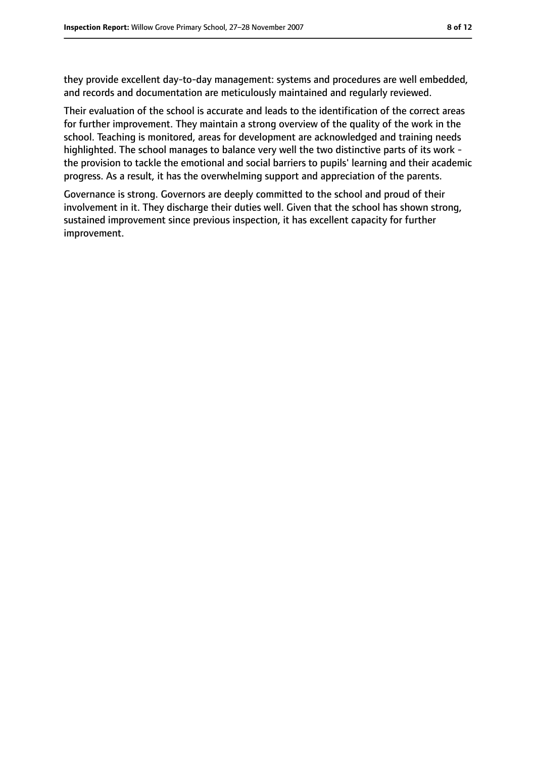they provide excellent day-to-day management: systems and procedures are well embedded, and records and documentation are meticulously maintained and regularly reviewed.

Their evaluation of the school is accurate and leads to the identification of the correct areas for further improvement. They maintain a strong overview of the quality of the work in the school. Teaching is monitored, areas for development are acknowledged and training needs highlighted. The school manages to balance very well the two distinctive parts of its work - the provision to tackle the emotional and social barriers to pupils' learning and their academic progress. As a result, it has the overwhelming support and appreciation of the parents.

Governance is strong. Governors are deeply committed to the school and proud of their involvement in it. They discharge their duties well. Given that the school has shown strong, sustained improvement since previous inspection, it has excellent capacity for further improvement.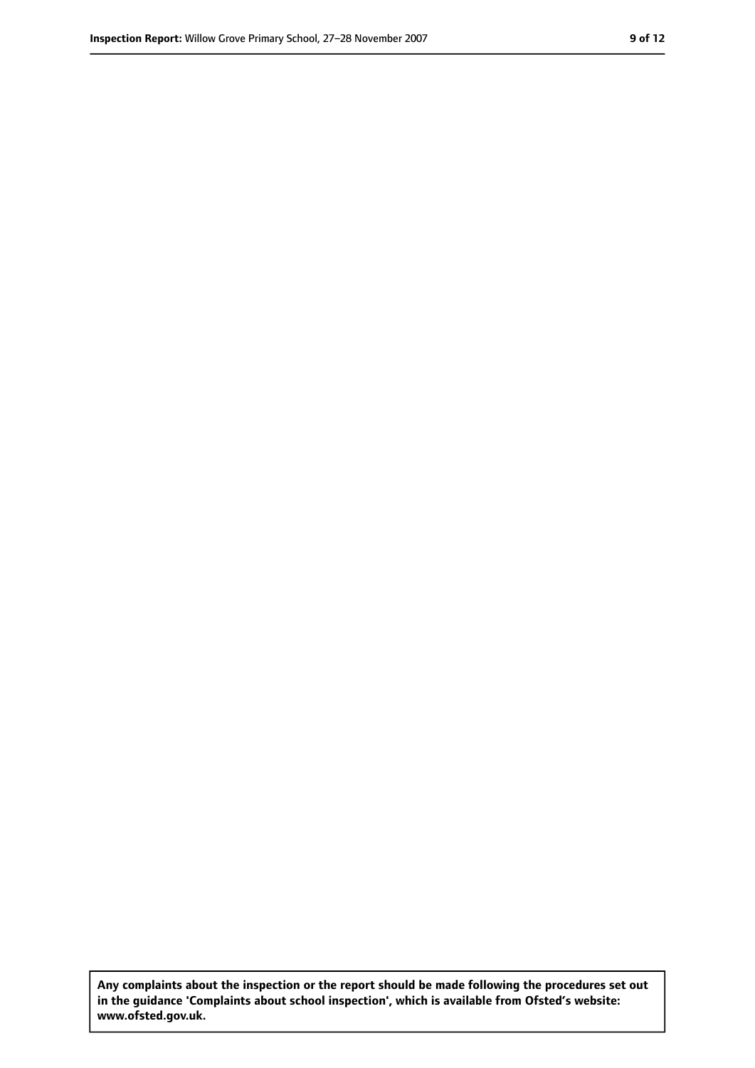**Any complaints about the inspection or the report should be made following the procedures set out in the guidance 'Complaints about school inspection', which is available from Ofsted's website: www.ofsted.gov.uk.**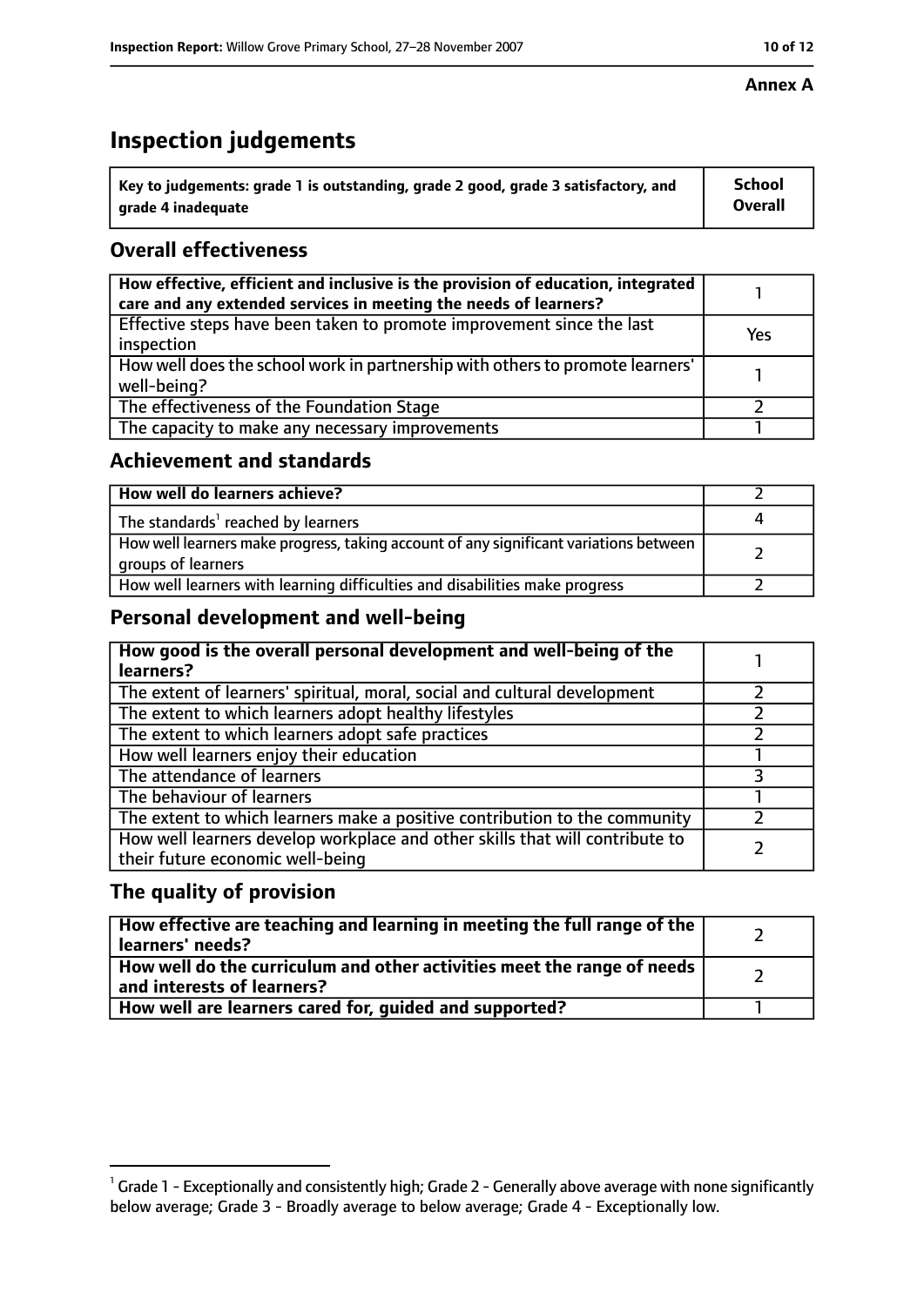**Annex A**

# Inspection judgements

| Key to judgements: grade 1 is outstanding, grade 2 good, grade 3 satisfactory, and grade 4 inadequate | School Overall |
|---|---|

## Overall effectiveness

| | |
|---|---|
| How effective, efficient and inclusive is the provision of education, integrated care and any extended services in meeting the needs of learners? | 1 |
| Effective steps have been taken to promote improvement since the last inspection | Yes |
| How well does the school work in partnership with others to promote learners' well-being? | 1 |
| The effectiveness of the Foundation Stage | 2 |
| The capacity to make any necessary improvements | 1 |

## Achievement and standards

| | |
|---|---|
| How well do learners achieve? | 2 |
| The standards[1] reached by learners | 4 |
| How well learners make progress, taking account of any significant variations between groups of learners | 2 |
| How well learners with learning difficulties and disabilities make progress | 2 |

## Personal development and well-being

| | |
|---|---|
| How good is the overall personal development and well-being of the learners? | 1 |
| The extent of learners' spiritual, moral, social and cultural development | 2 |
| The extent to which learners adopt healthy lifestyles | 2 |
| The extent to which learners adopt safe practices | 2 |
| How well learners enjoy their education | 1 |
| The attendance of learners | 3 |
| The behaviour of learners | 1 |
| The extent to which learners make a positive contribution to the community | 2 |
| How well learners develop workplace and other skills that will contribute to their future economic well-being | 2 |

## The quality of provision

| | |
|---|---|
| How effective are teaching and learning in meeting the full range of the learners' needs? | 2 |
| How well do the curriculum and other activities meet the range of needs and interests of learners? | 2 |
| How well are learners cared for, guided and supported? | 1 |

[1] Grade 1 - Exceptionally and consistently high; Grade 2 - Generally above average with none significantly below average; Grade 3 - Broadly average to below average; Grade 4 - Exceptionally low.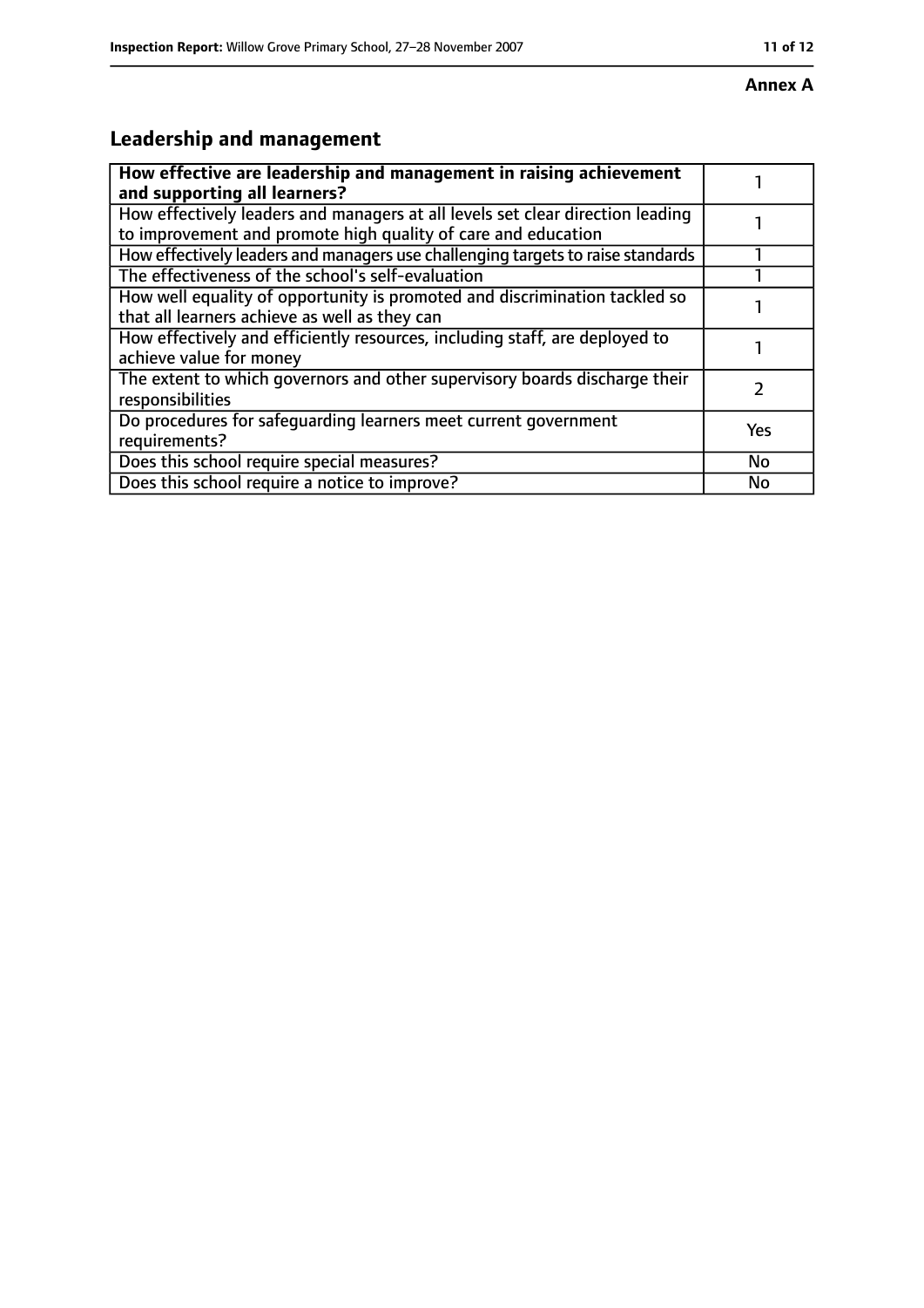**Annex A**

## Leadership and management

| How effective are leadership and management in raising achievement and supporting all learners? | 1 |
| --- | --- |
| How effectively leaders and managers at all levels set clear direction leading to improvement and promote high quality of care and education | 1 |
| How effectively leaders and managers use challenging targets to raise standards | 1 |
| The effectiveness of the school's self-evaluation | 1 |
| How well equality of opportunity is promoted and discrimination tackled so that all learners achieve as well as they can | 1 |
| How effectively and efficiently resources, including staff, are deployed to achieve value for money | 1 |
| The extent to which governors and other supervisory boards discharge their responsibilities | 2 |
| Do procedures for safeguarding learners meet current government requirements? | Yes |
| Does this school require special measures? | No |
| Does this school require a notice to improve? | No |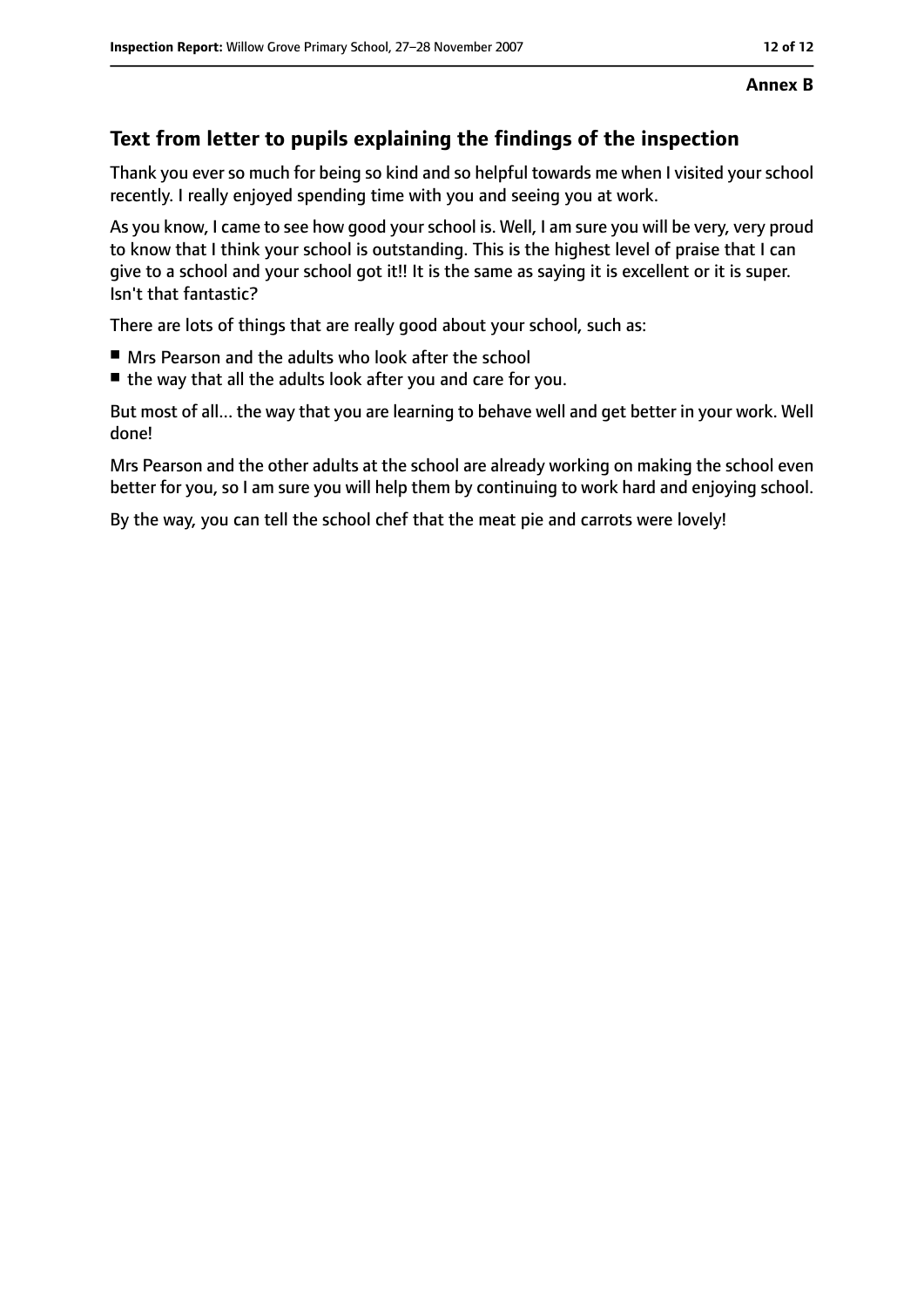Annex B

## Text from letter to pupils explaining the findings of the inspection

Thank you ever so much for being so kind and so helpful towards me when I visited your school recently. I really enjoyed spending time with you and seeing you at work.

As you know, I came to see how good your school is. Well, I am sure you will be very, very proud to know that I think your school is outstanding. This is the highest level of praise that I can give to a school and your school got it!! It is the same as saying it is excellent or it is super. Isn't that fantastic?

There are lots of things that are really good about your school, such as:

- Mrs Pearson and the adults who look after the school
- the way that all the adults look after you and care for you.

But most of all... the way that you are learning to behave well and get better in your work. Well done!

Mrs Pearson and the other adults at the school are already working on making the school even better for you, so I am sure you will help them by continuing to work hard and enjoying school.

By the way, you can tell the school chef that the meat pie and carrots were lovely!